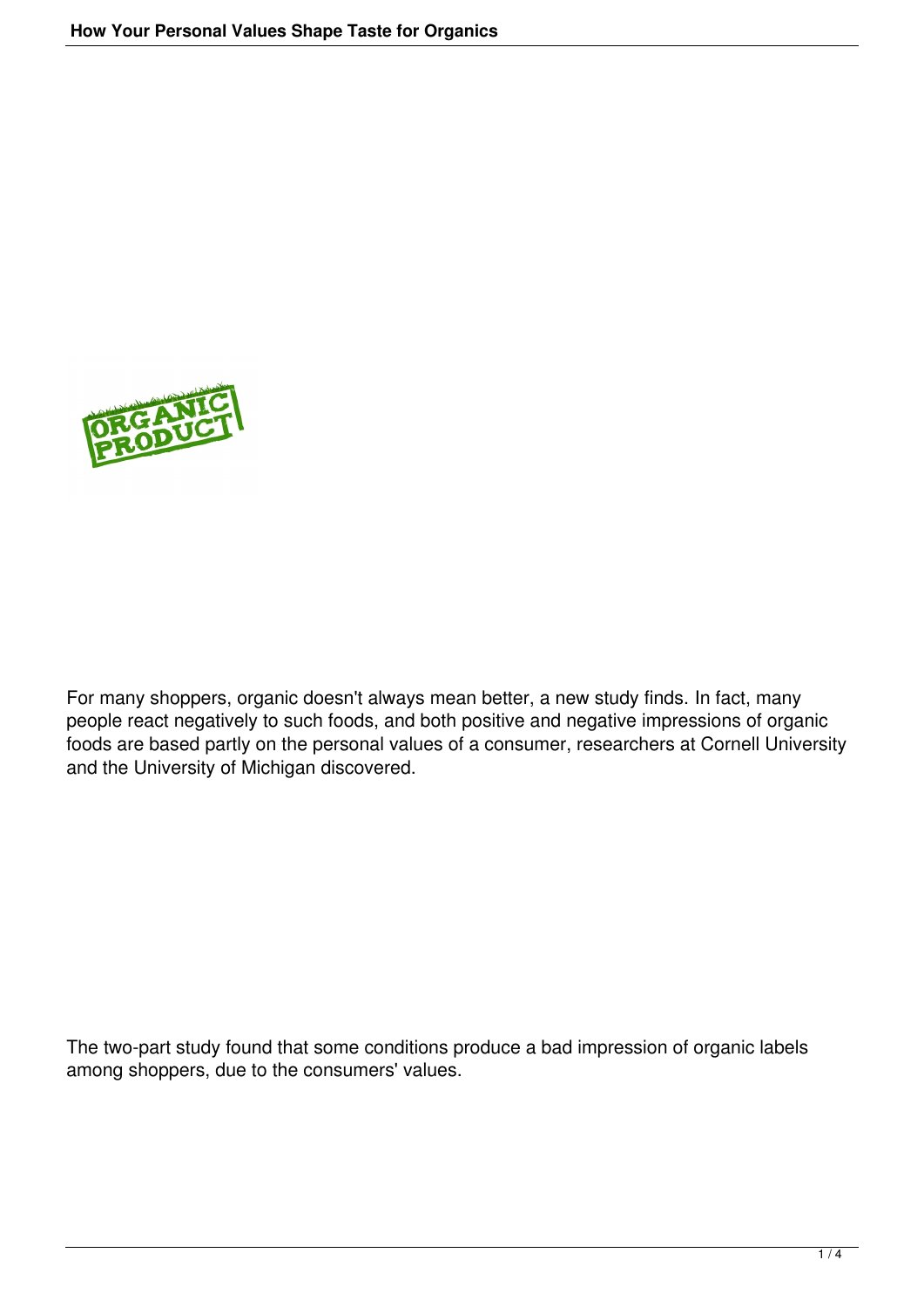For many shoppers, organic doesn't always mean better, a new study finds. In fact, many people react negatively to such foods, and both positive and negative impressions of organic foods are based partly on the personal values of a consumer, researchers at Cornell University and the University of Michigan discovered.

The two-part study found that some conditions produce a bad impression of organic labels among shoppers, due to the consumers' values.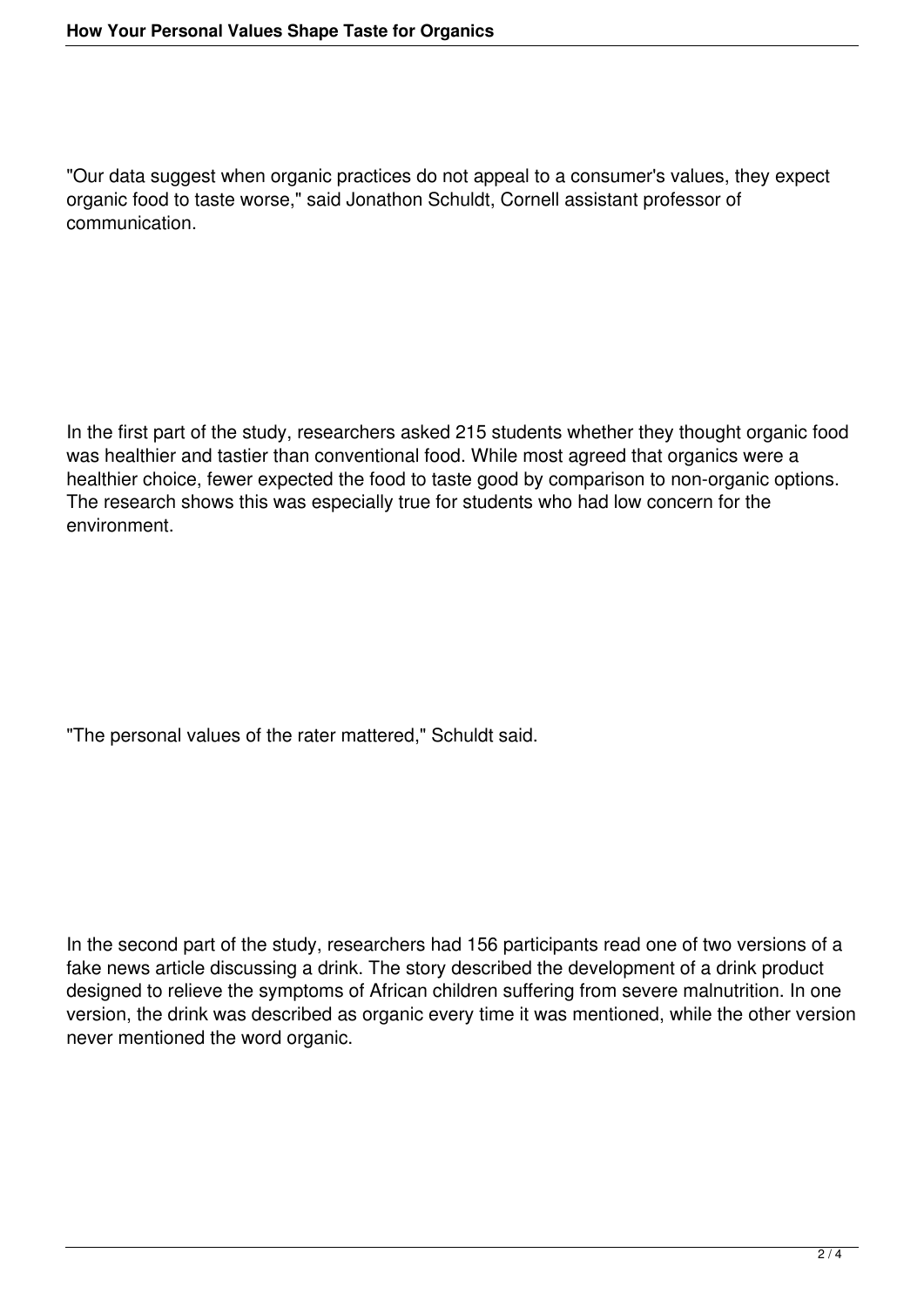"Our data suggest when organic practices do not appeal to a consumer's values, they expect organic food to taste worse," said Jonathon Schuldt, Cornell assistant professor of communication.

In the first part of the study, researchers asked 215 students whether they thought organic food was healthier and tastier than conventional food. While most agreed that organics were a healthier choice, fewer expected the food to taste good by comparison to non-organic options. The research shows this was especially true for students who had low concern for the environment.

"The personal values of the rater mattered," Schuldt said.

In the second part of the study, researchers had 156 participants read one of two versions of a fake news article discussing a drink. The story described the development of a drink product designed to relieve the symptoms of African children suffering from severe malnutrition. In one version, the drink was described as organic every time it was mentioned, while the other version never mentioned the word organic.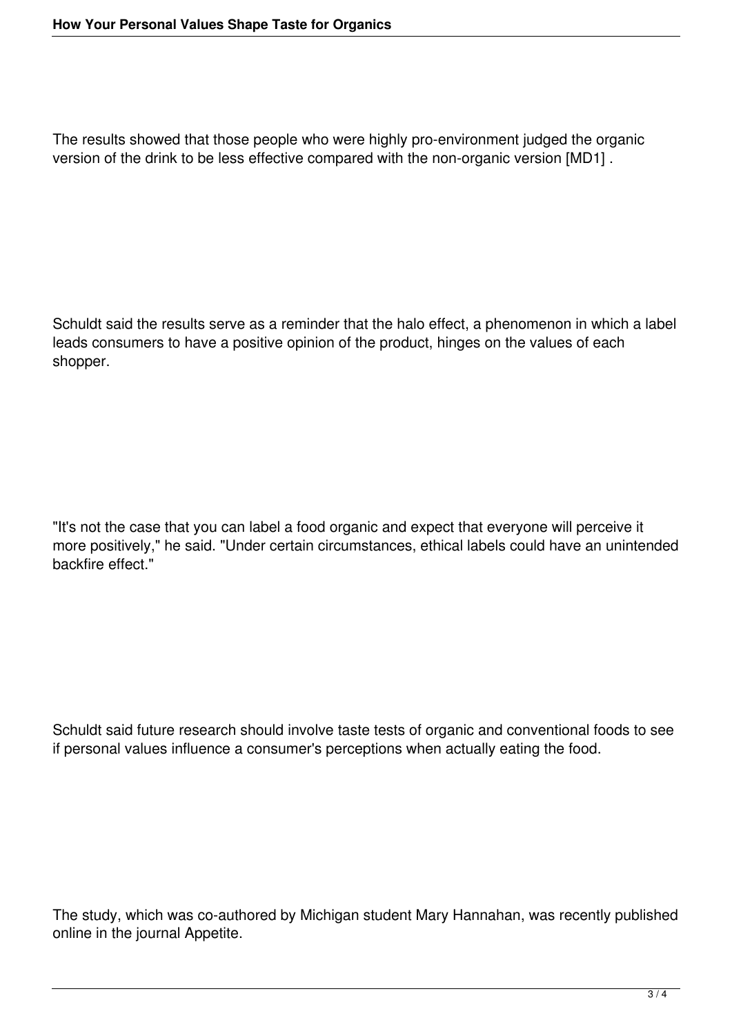The results showed that those people who were highly pro-environment judged the organic version of the drink to be less effective compared with the non-organic version [MD1] .

Schuldt said the results serve as a reminder that the halo effect, a phenomenon in which a label leads consumers to have a positive opinion of the product, hinges on the values of each shopper.

"It's not the case that you can label a food organic and expect that everyone will perceive it more positively," he said. "Under certain circumstances, ethical labels could have an unintended backfire effect."

Schuldt said future research should involve taste tests of organic and conventional foods to see if personal values influence a consumer's perceptions when actually eating the food.

The study, which was co-authored by Michigan student Mary Hannahan, was recently published online in the journal Appetite.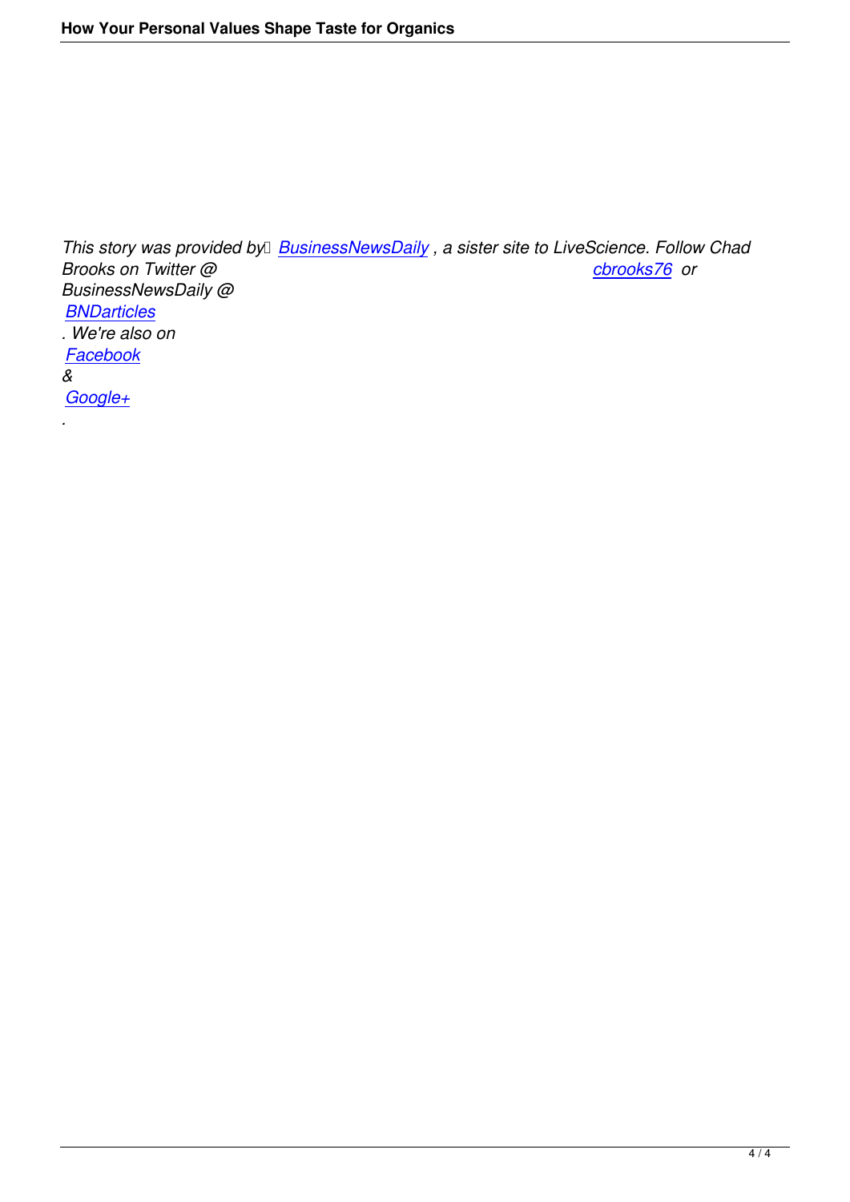*This story was provided by [BusinessNewsDaily](), a sister site to LiveScience. Follow Chad Brooks on Twitter @ [cbrooks76]() or BusinessNewsDaily @ [BNDarticles]() . We're also on [Facebook]() & [Google+]() .*